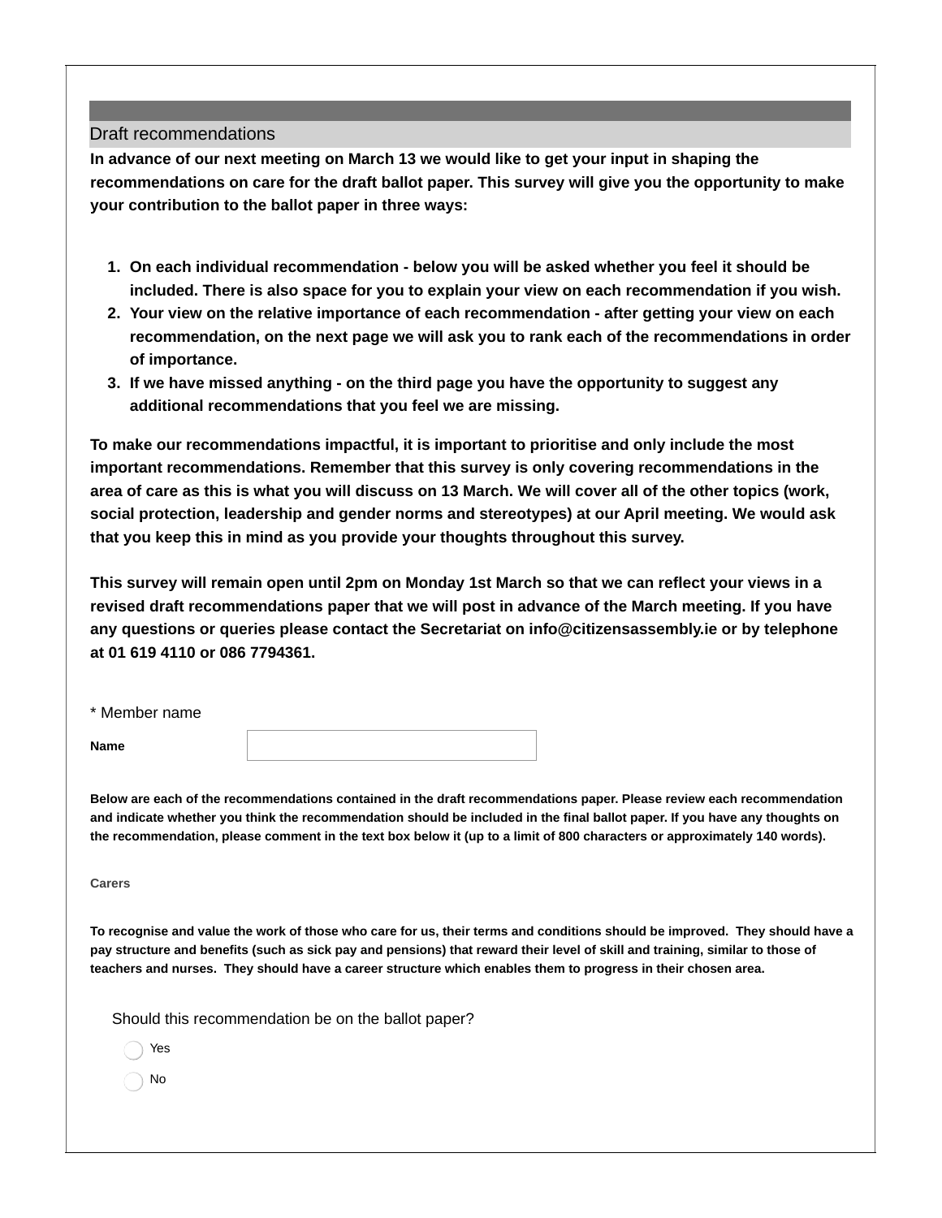## Draft recommendations

**In advance of our next meeting on March 13 we would like to get your input in shaping the recommendations on care for the draft ballot paper. This survey will give you the opportunity to make your contribution to the ballot paper in three ways:**

1. **On each individual recommendation - below you will be asked whether you feel it should be included. There is also space for you to explain your view on each recommendation if you wish.**
2. **Your view on the relative importance of each recommendation - after getting your view on each recommendation, on the next page we will ask you to rank each of the recommendations in order of importance.**
3. **If we have missed anything - on the third page you have the opportunity to suggest any additional recommendations that you feel we are missing.**

**To make our recommendations impactful, it is important to prioritise and only include the most important recommendations. Remember that this survey is only covering recommendations in the area of care as this is what you will discuss on 13 March. We will cover all of the other topics (work, social protection, leadership and gender norms and stereotypes) at our April meeting. We would ask that you keep this in mind as you provide your thoughts throughout this survey.**

**This survey will remain open until 2pm on Monday 1st March so that we can reflect your views in a revised draft recommendations paper that we will post in advance of the March meeting. If you have any questions or queries please contact the Secretariat on info@citizensassembly.ie or by telephone at 01 619 4110 or 086 7794361.**

* Member name

**Name** ____________________

**Below are each of the recommendations contained in the draft recommendations paper. Please review each recommendation and indicate whether you think the recommendation should be included in the final ballot paper. If you have any thoughts on the recommendation, please comment in the text box below it (up to a limit of 800 characters or approximately 140 words).**

**Carers**

**To recognise and value the work of those who care for us, their terms and conditions should be improved. They should have a pay structure and benefits (such as sick pay and pensions) that reward their level of skill and training, similar to those of teachers and nurses. They should have a career structure which enables them to progress in their chosen area.**

Should this recommendation be on the ballot paper?

- ◯ Yes
- ◯ No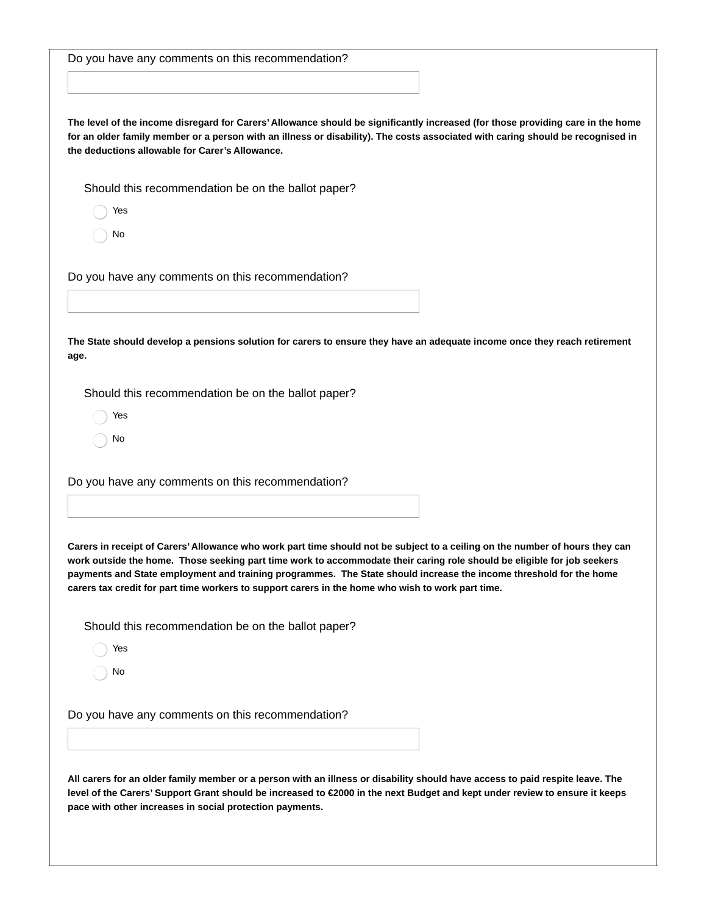Do you have any comments on this recommendation?

**The level of the income disregard for Carers' Allowance should be significantly increased (for those providing care in the home for an older family member or a person with an illness or disability). The costs associated with caring should be recognised in the deductions allowable for Carer's Allowance.**

Should this recommendation be on the ballot paper?

- Yes
- No

Do you have any comments on this recommendation?

**The State should develop a pensions solution for carers to ensure they have an adequate income once they reach retirement age.**

Should this recommendation be on the ballot paper?

- Yes
- No

Do you have any comments on this recommendation?

**Carers in receipt of Carers' Allowance who work part time should not be subject to a ceiling on the number of hours they can work outside the home. Those seeking part time work to accommodate their caring role should be eligible for job seekers payments and State employment and training programmes. The State should increase the income threshold for the home carers tax credit for part time workers to support carers in the home who wish to work part time.**

Should this recommendation be on the ballot paper?

- Yes
- No

Do you have any comments on this recommendation?

**All carers for an older family member or a person with an illness or disability should have access to paid respite leave. The level of the Carers' Support Grant should be increased to €2000 in the next Budget and kept under review to ensure it keeps pace with other increases in social protection payments.**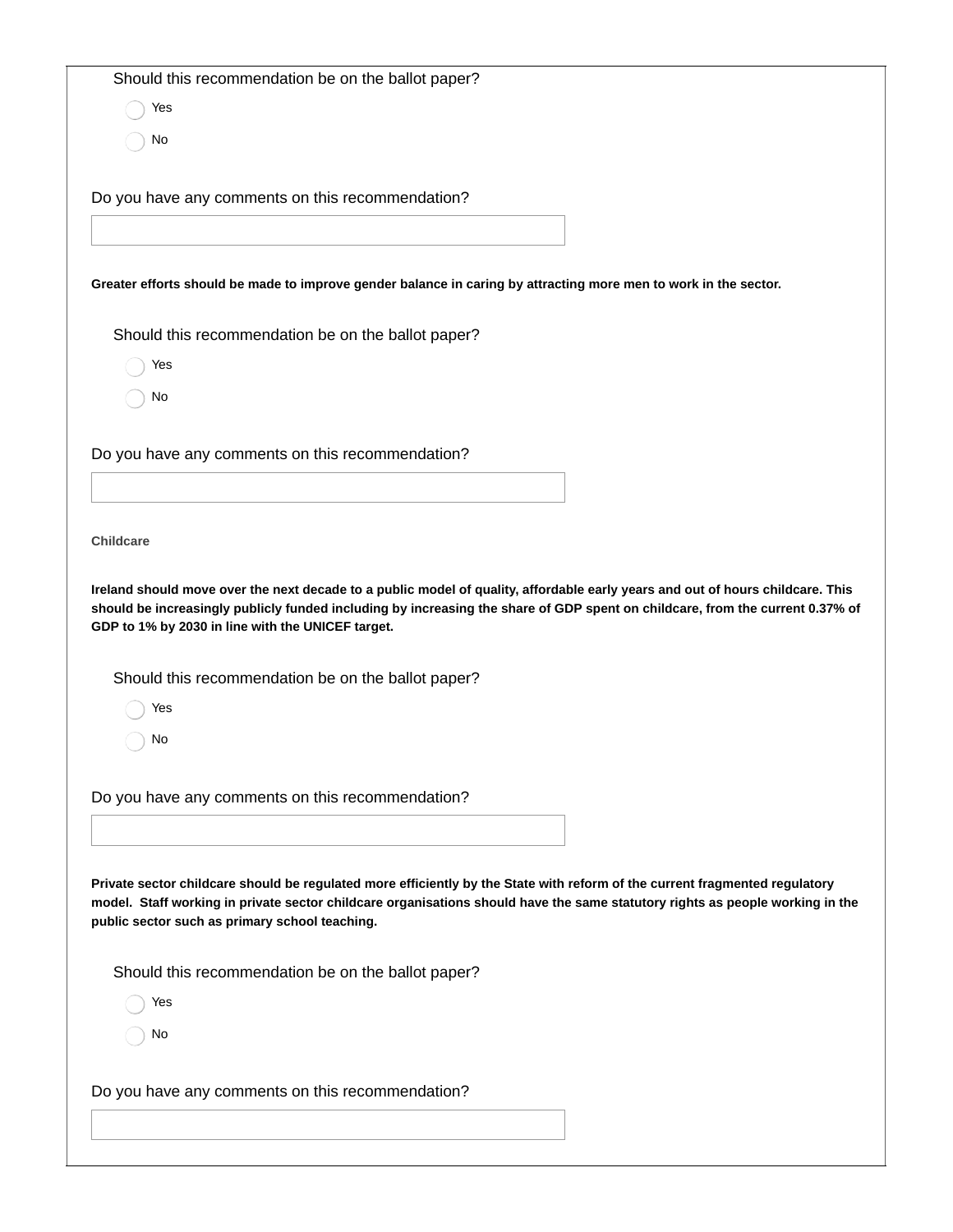Should this recommendation be on the ballot paper?

- ◯ Yes
- ◯ No

Do you have any comments on this recommendation?

**Greater efforts should be made to improve gender balance in caring by attracting more men to work in the sector.**

Should this recommendation be on the ballot paper?

- ◯ Yes
- ◯ No

Do you have any comments on this recommendation?

**Childcare**

**Ireland should move over the next decade to a public model of quality, affordable early years and out of hours childcare. This should be increasingly publicly funded including by increasing the share of GDP spent on childcare, from the current 0.37% of GDP to 1% by 2030 in line with the UNICEF target.**

Should this recommendation be on the ballot paper?

- ◯ Yes
- ◯ No

Do you have any comments on this recommendation?

**Private sector childcare should be regulated more efficiently by the State with reform of the current fragmented regulatory model. Staff working in private sector childcare organisations should have the same statutory rights as people working in the public sector such as primary school teaching.**

Should this recommendation be on the ballot paper?

- ◯ Yes
- ◯ No

Do you have any comments on this recommendation?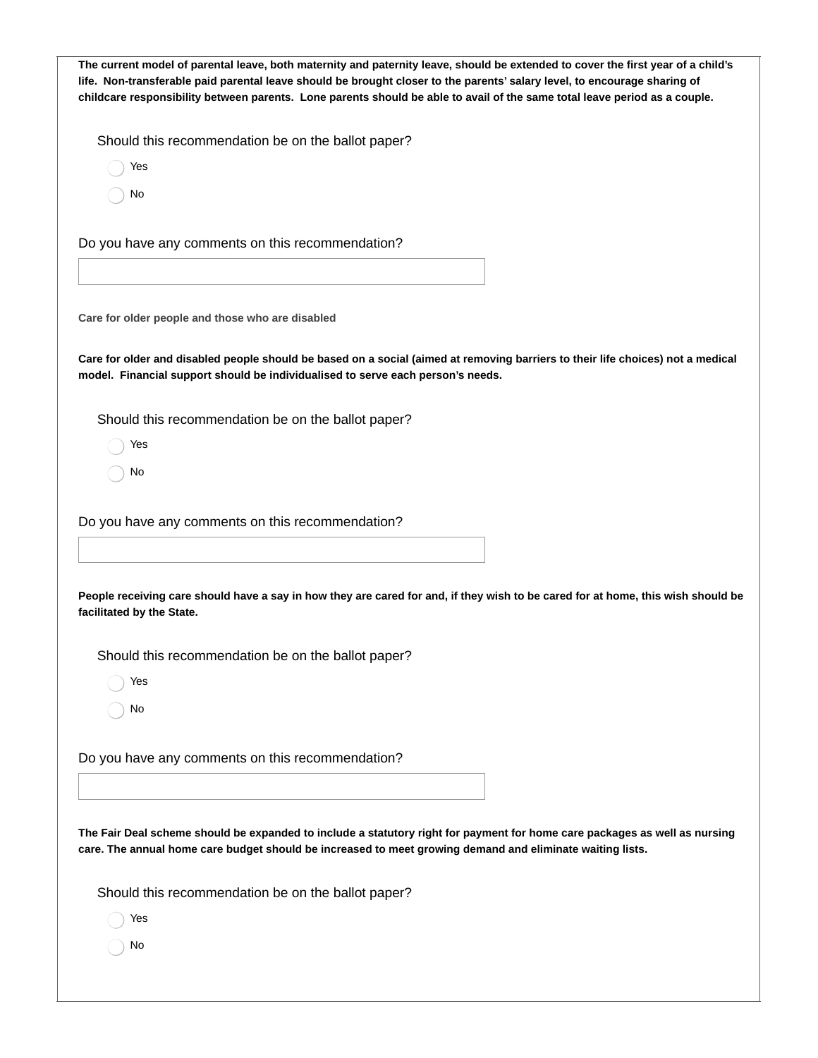**The current model of parental leave, both maternity and paternity leave, should be extended to cover the first year of a child's life. Non-transferable paid parental leave should be brought closer to the parents' salary level, to encourage sharing of childcare responsibility between parents. Lone parents should be able to avail of the same total leave period as a couple.**

Should this recommendation be on the ballot paper?

- Yes
- No

Do you have any comments on this recommendation?

**Care for older people and those who are disabled**

**Care for older and disabled people should be based on a social (aimed at removing barriers to their life choices) not a medical model. Financial support should be individualised to serve each person's needs.**

Should this recommendation be on the ballot paper?

- Yes
- No

Do you have any comments on this recommendation?

**People receiving care should have a say in how they are cared for and, if they wish to be cared for at home, this wish should be facilitated by the State.**

Should this recommendation be on the ballot paper?

- Yes
- No

Do you have any comments on this recommendation?

**The Fair Deal scheme should be expanded to include a statutory right for payment for home care packages as well as nursing care. The annual home care budget should be increased to meet growing demand and eliminate waiting lists.**

Should this recommendation be on the ballot paper?

- Yes
- No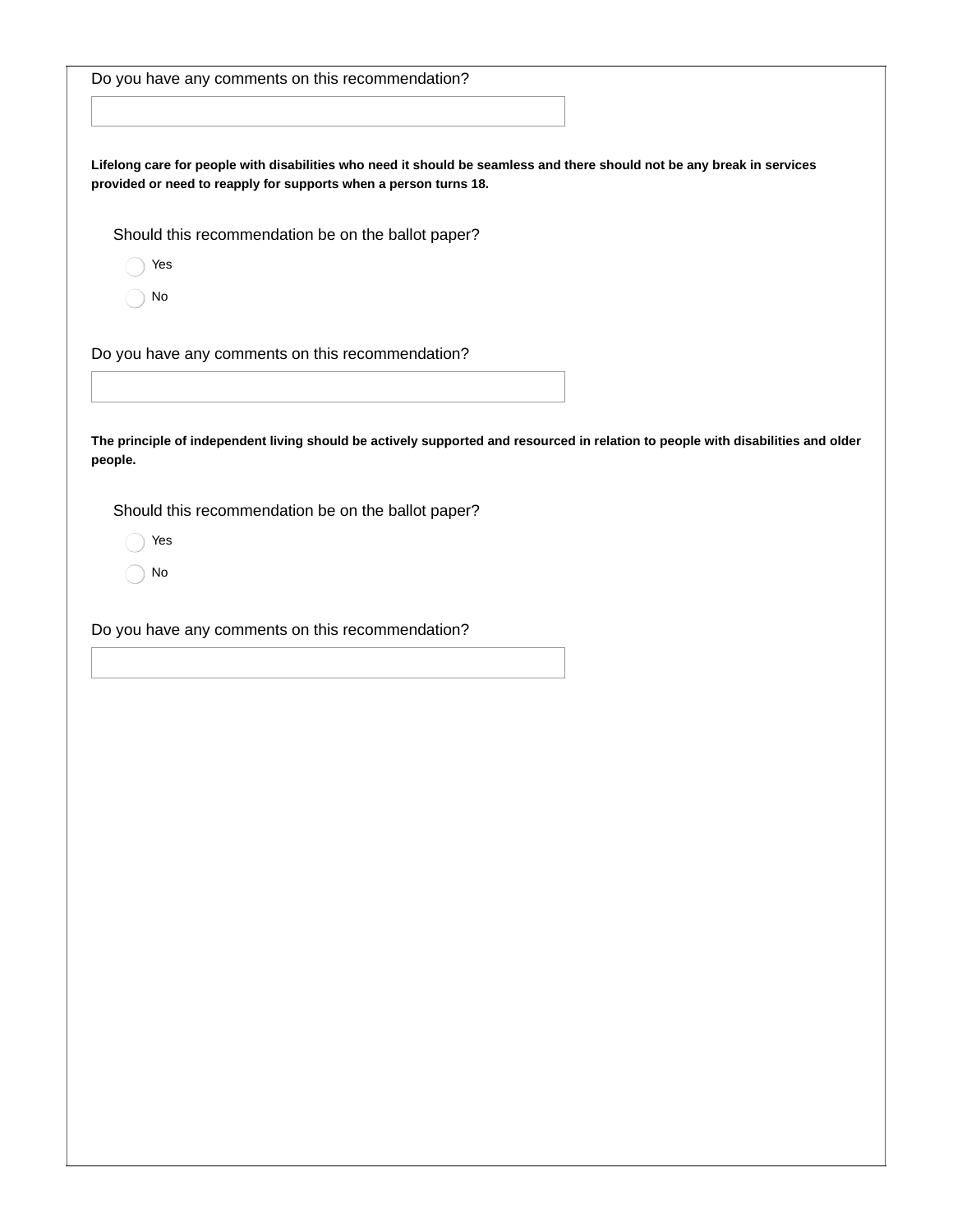Do you have any comments on this recommendation?

**Lifelong care for people with disabilities who need it should be seamless and there should not be any break in services provided or need to reapply for supports when a person turns 18.**

Should this recommendation be on the ballot paper?

- Yes
- No

Do you have any comments on this recommendation?

**The principle of independent living should be actively supported and resourced in relation to people with disabilities and older people.**

Should this recommendation be on the ballot paper?

- Yes
- No

Do you have any comments on this recommendation?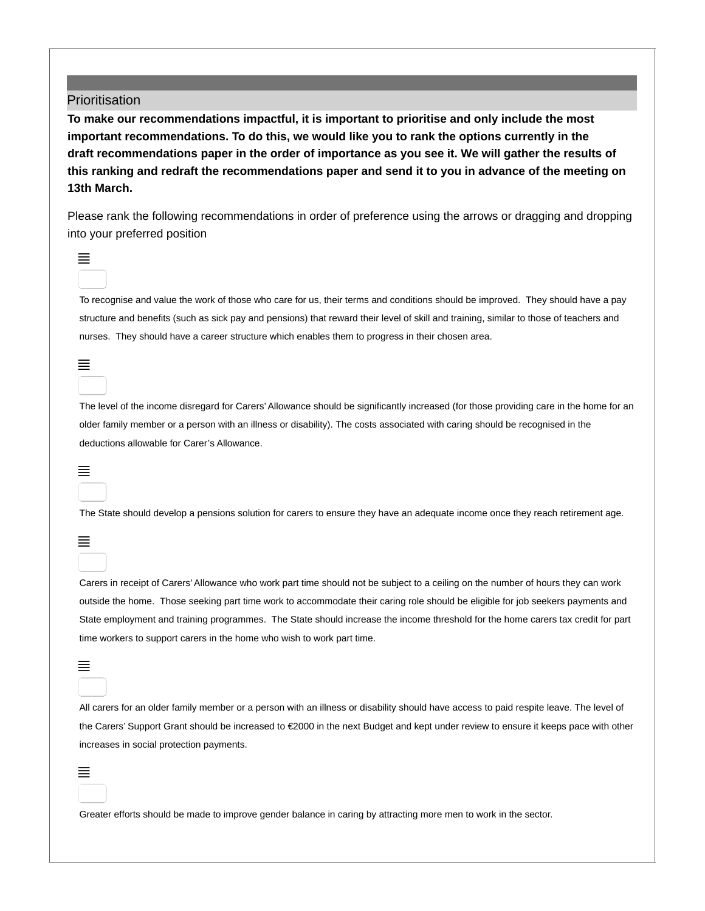## Prioritisation

**To make our recommendations impactful, it is important to prioritise and only include the most important recommendations. To do this, we would like you to rank the options currently in the draft recommendations paper in the order of importance as you see it. We will gather the results of this ranking and redraft the recommendations paper and send it to you in advance of the meeting on 13th March.**

Please rank the following recommendations in order of preference using the arrows or dragging and dropping into your preferred position

- To recognise and value the work of those who care for us, their terms and conditions should be improved. They should have a pay structure and benefits (such as sick pay and pensions) that reward their level of skill and training, similar to those of teachers and nurses. They should have a career structure which enables them to progress in their chosen area.

- The level of the income disregard for Carers' Allowance should be significantly increased (for those providing care in the home for an older family member or a person with an illness or disability). The costs associated with caring should be recognised in the deductions allowable for Carer's Allowance.

- The State should develop a pensions solution for carers to ensure they have an adequate income once they reach retirement age.

- Carers in receipt of Carers' Allowance who work part time should not be subject to a ceiling on the number of hours they can work outside the home. Those seeking part time work to accommodate their caring role should be eligible for job seekers payments and State employment and training programmes. The State should increase the income threshold for the home carers tax credit for part time workers to support carers in the home who wish to work part time.

- All carers for an older family member or a person with an illness or disability should have access to paid respite leave. The level of the Carers' Support Grant should be increased to €2000 in the next Budget and kept under review to ensure it keeps pace with other increases in social protection payments.

- Greater efforts should be made to improve gender balance in caring by attracting more men to work in the sector.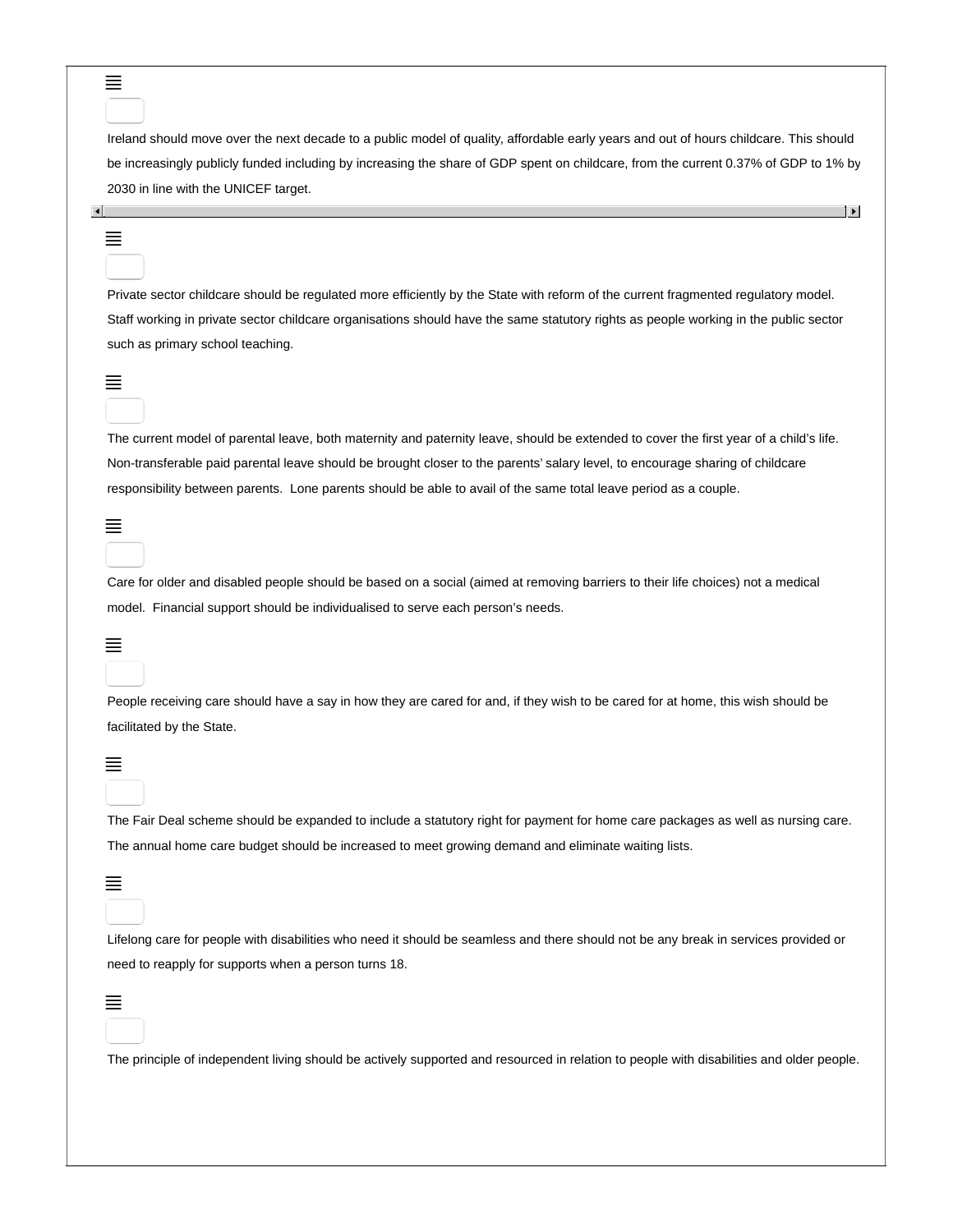Ireland should move over the next decade to a public model of quality, affordable early years and out of hours childcare. This should be increasingly publicly funded including by increasing the share of GDP spent on childcare, from the current 0.37% of GDP to 1% by 2030 in line with the UNICEF target.

Private sector childcare should be regulated more efficiently by the State with reform of the current fragmented regulatory model. Staff working in private sector childcare organisations should have the same statutory rights as people working in the public sector such as primary school teaching.

The current model of parental leave, both maternity and paternity leave, should be extended to cover the first year of a child's life. Non-transferable paid parental leave should be brought closer to the parents' salary level, to encourage sharing of childcare responsibility between parents. Lone parents should be able to avail of the same total leave period as a couple.

Care for older and disabled people should be based on a social (aimed at removing barriers to their life choices) not a medical model. Financial support should be individualised to serve each person's needs.

People receiving care should have a say in how they are cared for and, if they wish to be cared for at home, this wish should be facilitated by the State.

The Fair Deal scheme should be expanded to include a statutory right for payment for home care packages as well as nursing care. The annual home care budget should be increased to meet growing demand and eliminate waiting lists.

Lifelong care for people with disabilities who need it should be seamless and there should not be any break in services provided or need to reapply for supports when a person turns 18.

The principle of independent living should be actively supported and resourced in relation to people with disabilities and older people.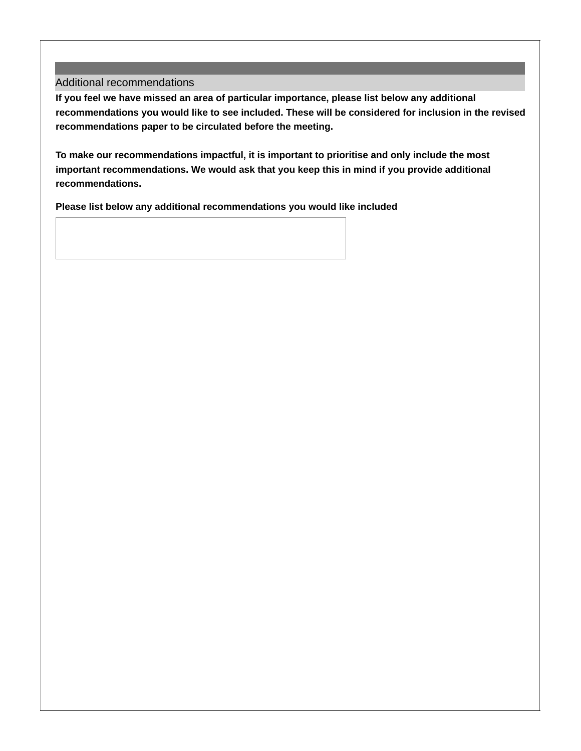## Additional recommendations

**If you feel we have missed an area of particular importance, please list below any additional recommendations you would like to see included. These will be considered for inclusion in the revised recommendations paper to be circulated before the meeting.**

**To make our recommendations impactful, it is important to prioritise and only include the most important recommendations. We would ask that you keep this in mind if you provide additional recommendations.**

**Please list below any additional recommendations you would like included**